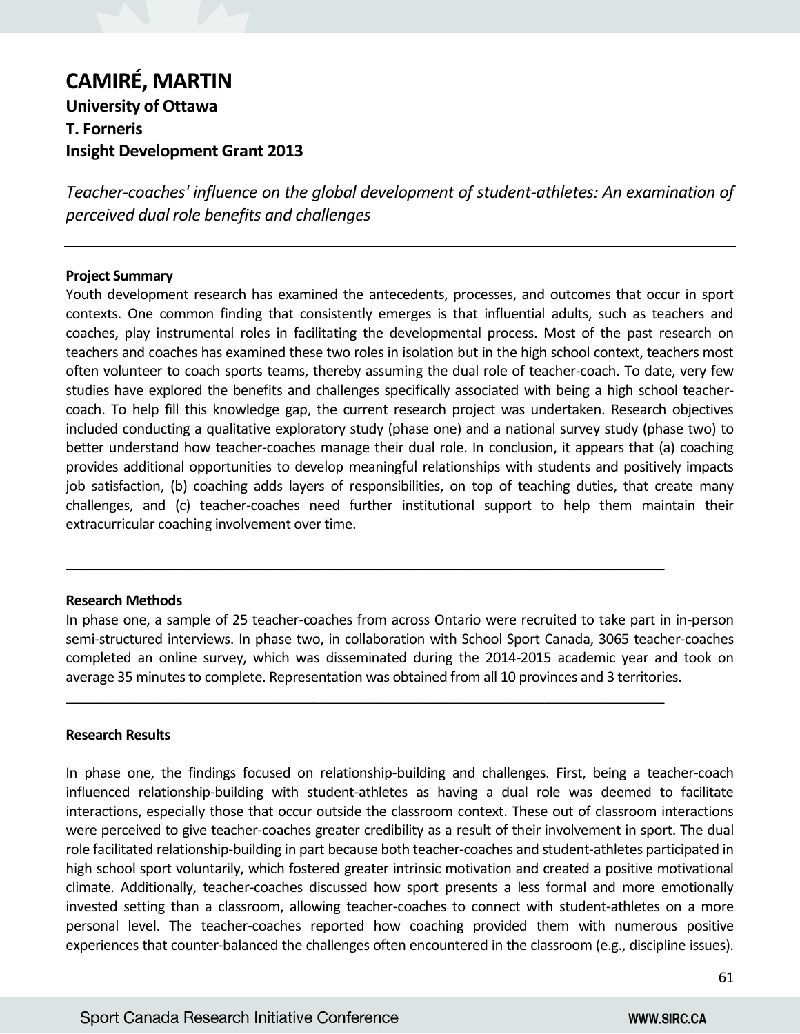# CAMIRÉ, MARTIN

**University of Ottawa**

**T. Forneris**

**Insight Development Grant 2013**

*Teacher-coaches' influence on the global development of student-athletes: An examination of perceived dual role benefits and challenges*

---

**Project Summary**

Youth development research has examined the antecedents, processes, and outcomes that occur in sport contexts. One common finding that consistently emerges is that influential adults, such as teachers and coaches, play instrumental roles in facilitating the developmental process. Most of the past research on teachers and coaches has examined these two roles in isolation but in the high school context, teachers most often volunteer to coach sports teams, thereby assuming the dual role of teacher-coach. To date, very few studies have explored the benefits and challenges specifically associated with being a high school teacher-coach. To help fill this knowledge gap, the current research project was undertaken. Research objectives included conducting a qualitative exploratory study (phase one) and a national survey study (phase two) to better understand how teacher-coaches manage their dual role. In conclusion, it appears that (a) coaching provides additional opportunities to develop meaningful relationships with students and positively impacts job satisfaction, (b) coaching adds layers of responsibilities, on top of teaching duties, that create many challenges, and (c) teacher-coaches need further institutional support to help them maintain their extracurricular coaching involvement over time.

---

**Research Methods**

In phase one, a sample of 25 teacher-coaches from across Ontario were recruited to take part in in-person semi-structured interviews. In phase two, in collaboration with School Sport Canada, 3065 teacher-coaches completed an online survey, which was disseminated during the 2014-2015 academic year and took on average 35 minutes to complete. Representation was obtained from all 10 provinces and 3 territories.

---

**Research Results**

In phase one, the findings focused on relationship-building and challenges. First, being a teacher-coach influenced relationship-building with student-athletes as having a dual role was deemed to facilitate interactions, especially those that occur outside the classroom context. These out of classroom interactions were perceived to give teacher-coaches greater credibility as a result of their involvement in sport. The dual role facilitated relationship-building in part because both teacher-coaches and student-athletes participated in high school sport voluntarily, which fostered greater intrinsic motivation and created a positive motivational climate. Additionally, teacher-coaches discussed how sport presents a less formal and more emotionally invested setting than a classroom, allowing teacher-coaches to connect with student-athletes on a more personal level. The teacher-coaches reported how coaching provided them with numerous positive experiences that counter-balanced the challenges often encountered in the classroom (e.g., discipline issues).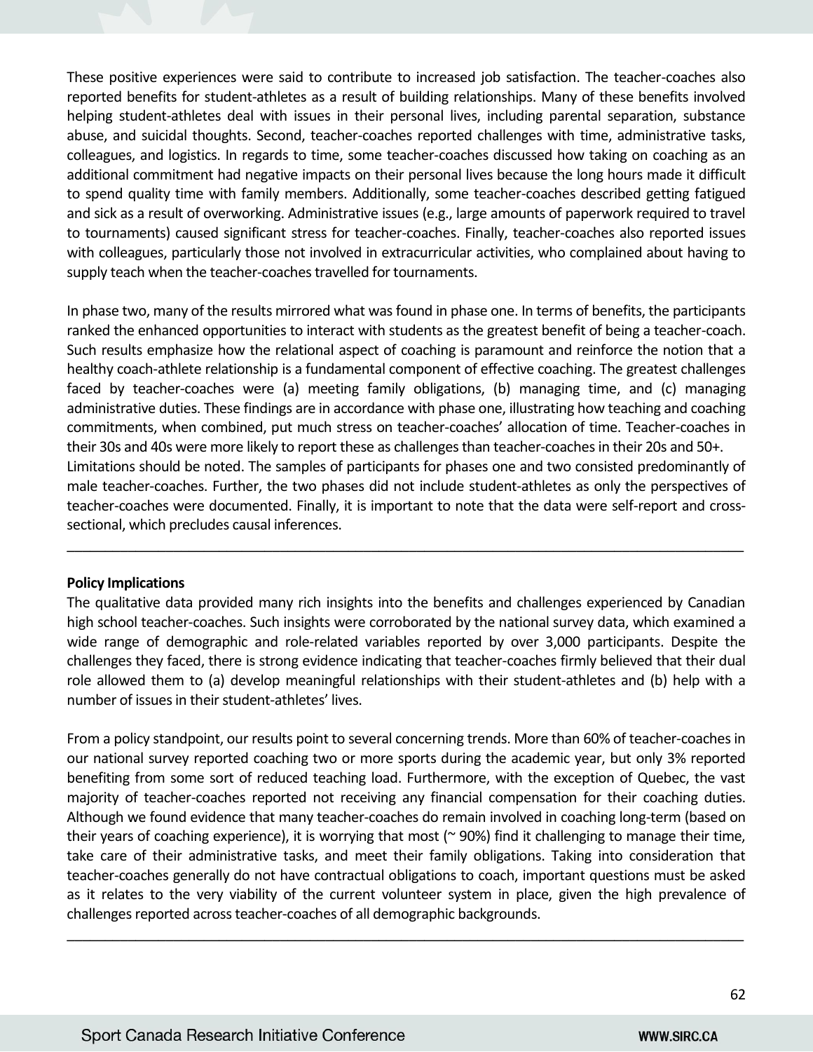These positive experiences were said to contribute to increased job satisfaction. The teacher-coaches also reported benefits for student-athletes as a result of building relationships. Many of these benefits involved helping student-athletes deal with issues in their personal lives, including parental separation, substance abuse, and suicidal thoughts. Second, teacher-coaches reported challenges with time, administrative tasks, colleagues, and logistics. In regards to time, some teacher-coaches discussed how taking on coaching as an additional commitment had negative impacts on their personal lives because the long hours made it difficult to spend quality time with family members. Additionally, some teacher-coaches described getting fatigued and sick as a result of overworking. Administrative issues (e.g., large amounts of paperwork required to travel to tournaments) caused significant stress for teacher-coaches. Finally, teacher-coaches also reported issues with colleagues, particularly those not involved in extracurricular activities, who complained about having to supply teach when the teacher-coaches travelled for tournaments.

In phase two, many of the results mirrored what was found in phase one. In terms of benefits, the participants ranked the enhanced opportunities to interact with students as the greatest benefit of being a teacher-coach. Such results emphasize how the relational aspect of coaching is paramount and reinforce the notion that a healthy coach-athlete relationship is a fundamental component of effective coaching. The greatest challenges faced by teacher-coaches were (a) meeting family obligations, (b) managing time, and (c) managing administrative duties. These findings are in accordance with phase one, illustrating how teaching and coaching commitments, when combined, put much stress on teacher-coaches' allocation of time. Teacher-coaches in their 30s and 40s were more likely to report these as challenges than teacher-coaches in their 20s and 50+.
Limitations should be noted. The samples of participants for phases one and two consisted predominantly of male teacher-coaches. Further, the two phases did not include student-athletes as only the perspectives of teacher-coaches were documented. Finally, it is important to note that the data were self-report and cross-sectional, which precludes causal inferences.

---

**Policy Implications**

The qualitative data provided many rich insights into the benefits and challenges experienced by Canadian high school teacher-coaches. Such insights were corroborated by the national survey data, which examined a wide range of demographic and role-related variables reported by over 3,000 participants. Despite the challenges they faced, there is strong evidence indicating that teacher-coaches firmly believed that their dual role allowed them to (a) develop meaningful relationships with their student-athletes and (b) help with a number of issues in their student-athletes' lives.

From a policy standpoint, our results point to several concerning trends. More than 60% of teacher-coaches in our national survey reported coaching two or more sports during the academic year, but only 3% reported benefiting from some sort of reduced teaching load. Furthermore, with the exception of Quebec, the vast majority of teacher-coaches reported not receiving any financial compensation for their coaching duties. Although we found evidence that many teacher-coaches do remain involved in coaching long-term (based on their years of coaching experience), it is worrying that most (~ 90%) find it challenging to manage their time, take care of their administrative tasks, and meet their family obligations. Taking into consideration that teacher-coaches generally do not have contractual obligations to coach, important questions must be asked as it relates to the very viability of the current volunteer system in place, given the high prevalence of challenges reported across teacher-coaches of all demographic backgrounds.

---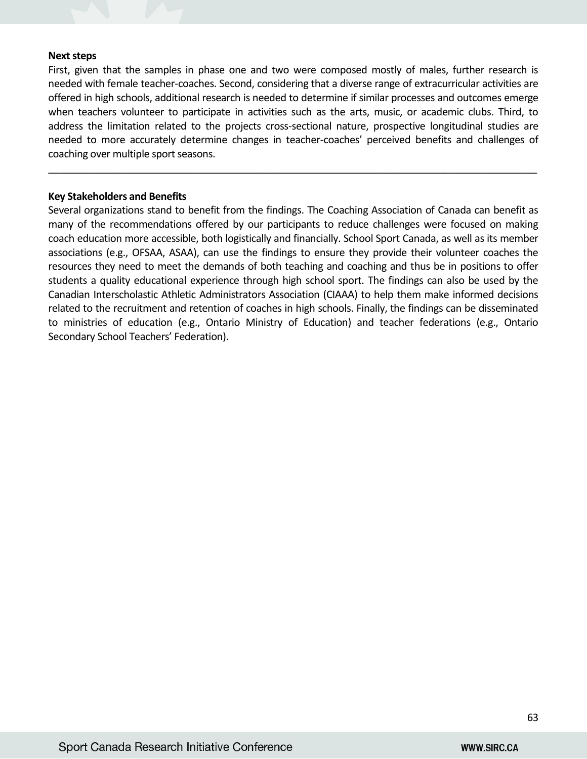**Next steps**

First, given that the samples in phase one and two were composed mostly of males, further research is needed with female teacher-coaches. Second, considering that a diverse range of extracurricular activities are offered in high schools, additional research is needed to determine if similar processes and outcomes emerge when teachers volunteer to participate in activities such as the arts, music, or academic clubs. Third, to address the limitation related to the projects cross-sectional nature, prospective longitudinal studies are needed to more accurately determine changes in teacher-coaches' perceived benefits and challenges of coaching over multiple sport seasons.

---

**Key Stakeholders and Benefits**

Several organizations stand to benefit from the findings. The Coaching Association of Canada can benefit as many of the recommendations offered by our participants to reduce challenges were focused on making coach education more accessible, both logistically and financially. School Sport Canada, as well as its member associations (e.g., OFSAA, ASAA), can use the findings to ensure they provide their volunteer coaches the resources they need to meet the demands of both teaching and coaching and thus be in positions to offer students a quality educational experience through high school sport. The findings can also be used by the Canadian Interscholastic Athletic Administrators Association (CIAAA) to help them make informed decisions related to the recruitment and retention of coaches in high schools. Finally, the findings can be disseminated to ministries of education (e.g., Ontario Ministry of Education) and teacher federations (e.g., Ontario Secondary School Teachers' Federation).